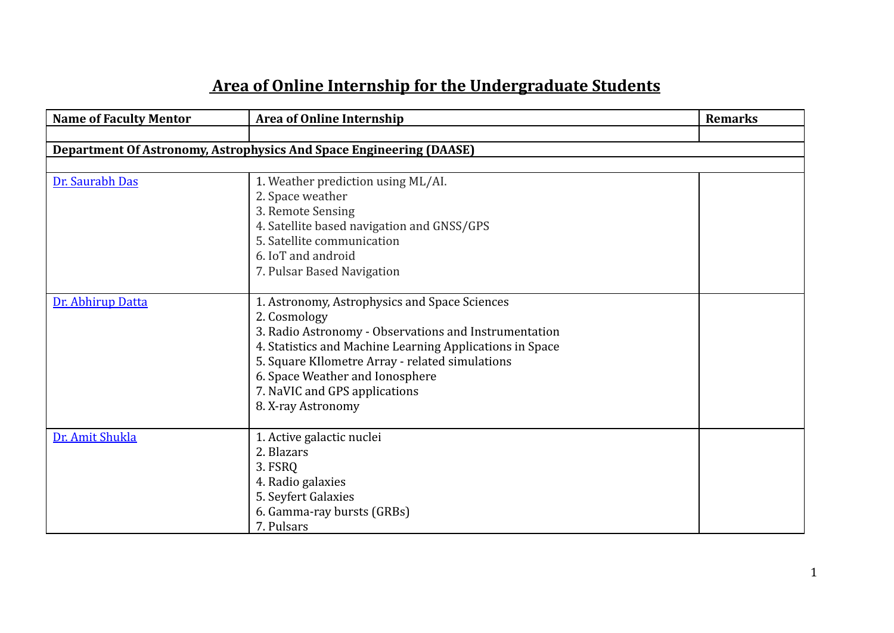# Area of Online Internship for the Undergraduate Students

| Name of Faculty Mentor | Area of Online Internship | Remarks |
|---|---|---|
| | | |
| **Department Of Astronomy, Astrophysics And Space Engineering (DAASE)** | | |
| | | |
| Dr. Saurabh Das | 1. Weather prediction using ML/AI.<br>2. Space weather<br>3. Remote Sensing<br>4. Satellite based navigation and GNSS/GPS<br>5. Satellite communication<br>6. IoT and android<br>7. Pulsar Based Navigation | |
| Dr. Abhirup Datta | 1. Astronomy, Astrophysics and Space Sciences<br>2. Cosmology<br>3. Radio Astronomy - Observations and Instrumentation<br>4. Statistics and Machine Learning Applications in Space<br>5. Square KIlometre Array - related simulations<br>6. Space Weather and Ionosphere<br>7. NaVIC and GPS applications<br>8. X-ray Astronomy | |
| Dr. Amit Shukla | 1. Active galactic nuclei<br>2. Blazars<br>3. FSRQ<br>4. Radio galaxies<br>5. Seyfert Galaxies<br>6. Gamma-ray bursts (GRBs)<br>7. Pulsars | |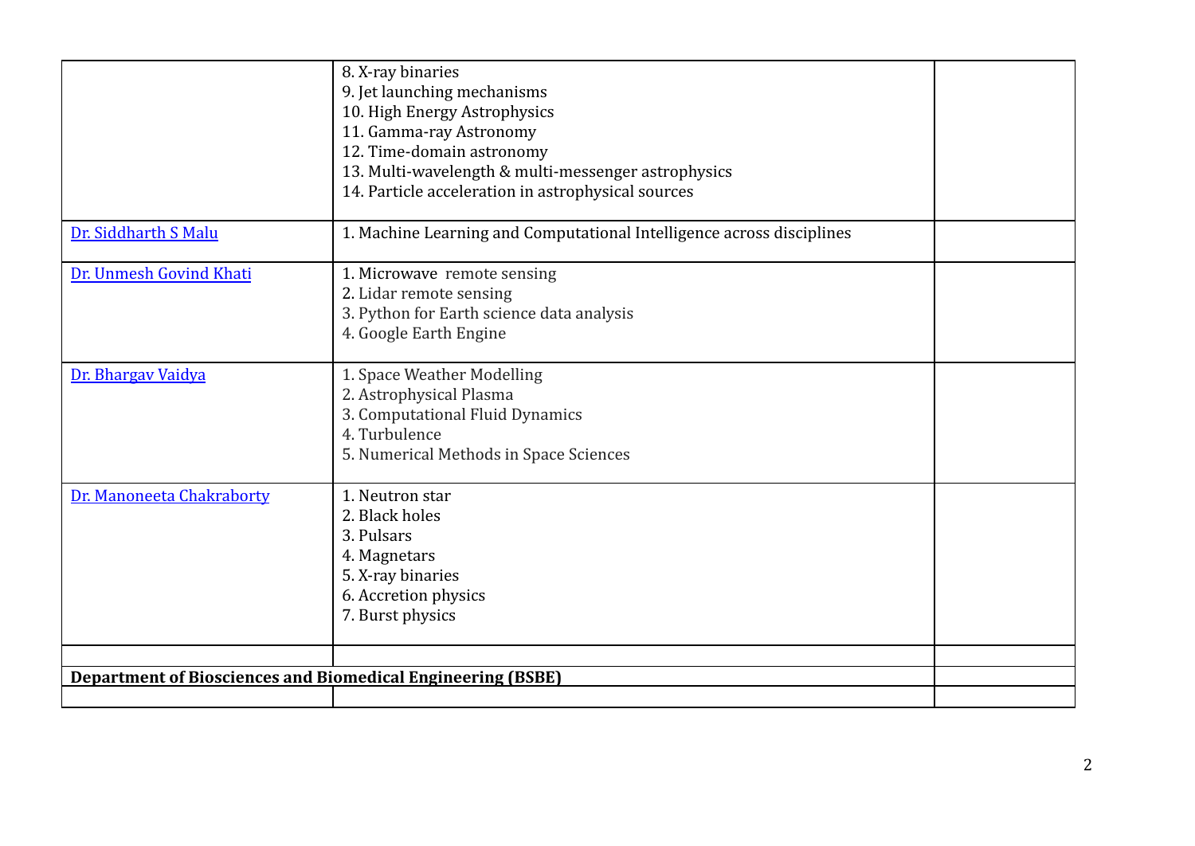| | | |
|---|---|---|
| | 8. X-ray binaries<br>9. Jet launching mechanisms<br>10. High Energy Astrophysics<br>11. Gamma-ray Astronomy<br>12. Time-domain astronomy<br>13. Multi-wavelength & multi-messenger astrophysics<br>14. Particle acceleration in astrophysical sources | |
| Dr. Siddharth S Malu | 1. Machine Learning and Computational Intelligence across disciplines | |
| Dr. Unmesh Govind Khati | 1. Microwave remote sensing<br>2. Lidar remote sensing<br>3. Python for Earth science data analysis<br>4. Google Earth Engine | |
| Dr. Bhargav Vaidya | 1. Space Weather Modelling<br>2. Astrophysical Plasma<br>3. Computational Fluid Dynamics<br>4. Turbulence<br>5. Numerical Methods in Space Sciences | |
| Dr. Manoneeta Chakraborty | 1. Neutron star<br>2. Black holes<br>3. Pulsars<br>4. Magnetars<br>5. X-ray binaries<br>6. Accretion physics<br>7. Burst physics | |
| | | |
| **Department of Biosciences and Biomedical Engineering (BSBE)** | | |
| | | |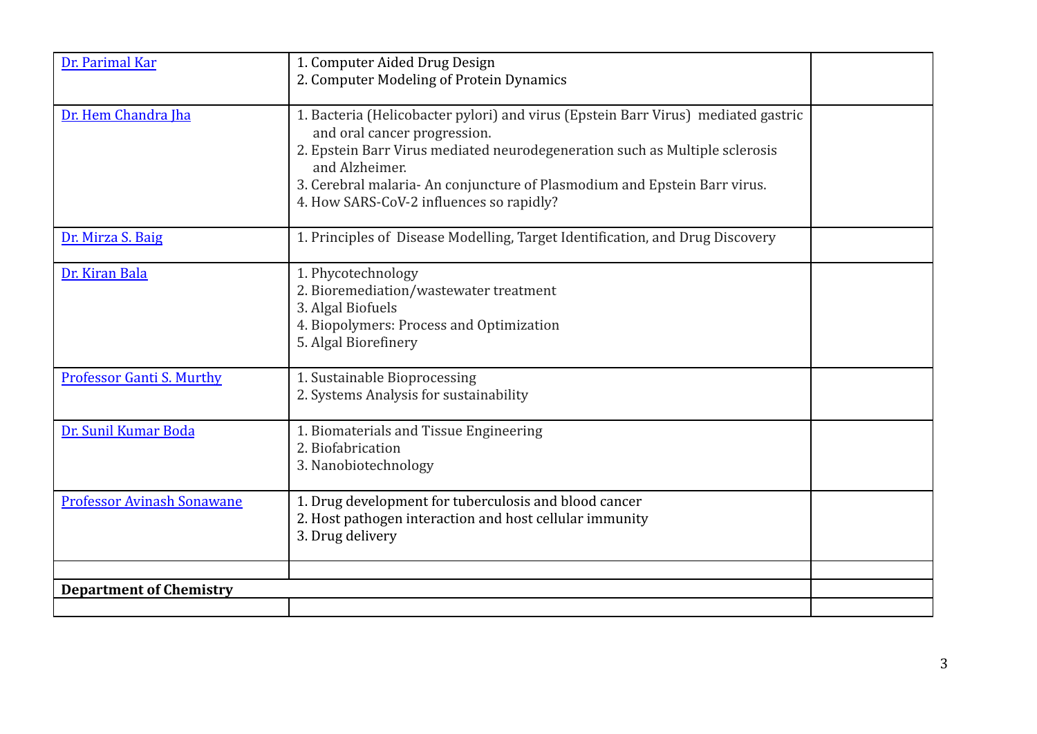| | | |
|---|---|---|
| Dr. Parimal Kar | 1. Computer Aided Drug Design<br>2. Computer Modeling of Protein Dynamics | |
| Dr. Hem Chandra Jha | 1. Bacteria (Helicobacter pylori) and virus (Epstein Barr Virus) mediated gastric and oral cancer progression.<br>2. Epstein Barr Virus mediated neurodegeneration such as Multiple sclerosis and Alzheimer.<br>3. Cerebral malaria- An conjuncture of Plasmodium and Epstein Barr virus.<br>4. How SARS-CoV-2 influences so rapidly? | |
| Dr. Mirza S. Baig | 1. Principles of Disease Modelling, Target Identification, and Drug Discovery | |
| Dr. Kiran Bala | 1. Phycotechnology<br>2. Bioremediation/wastewater treatment<br>3. Algal Biofuels<br>4. Biopolymers: Process and Optimization<br>5. Algal Biorefinery | |
| Professor Ganti S. Murthy | 1. Sustainable Bioprocessing<br>2. Systems Analysis for sustainability | |
| Dr. Sunil Kumar Boda | 1. Biomaterials and Tissue Engineering<br>2. Biofabrication<br>3. Nanobiotechnology | |
| Professor Avinash Sonawane | 1. Drug development for tuberculosis and blood cancer<br>2. Host pathogen interaction and host cellular immunity<br>3. Drug delivery | |
| | | |
| **Department of Chemistry** | | |
| | | |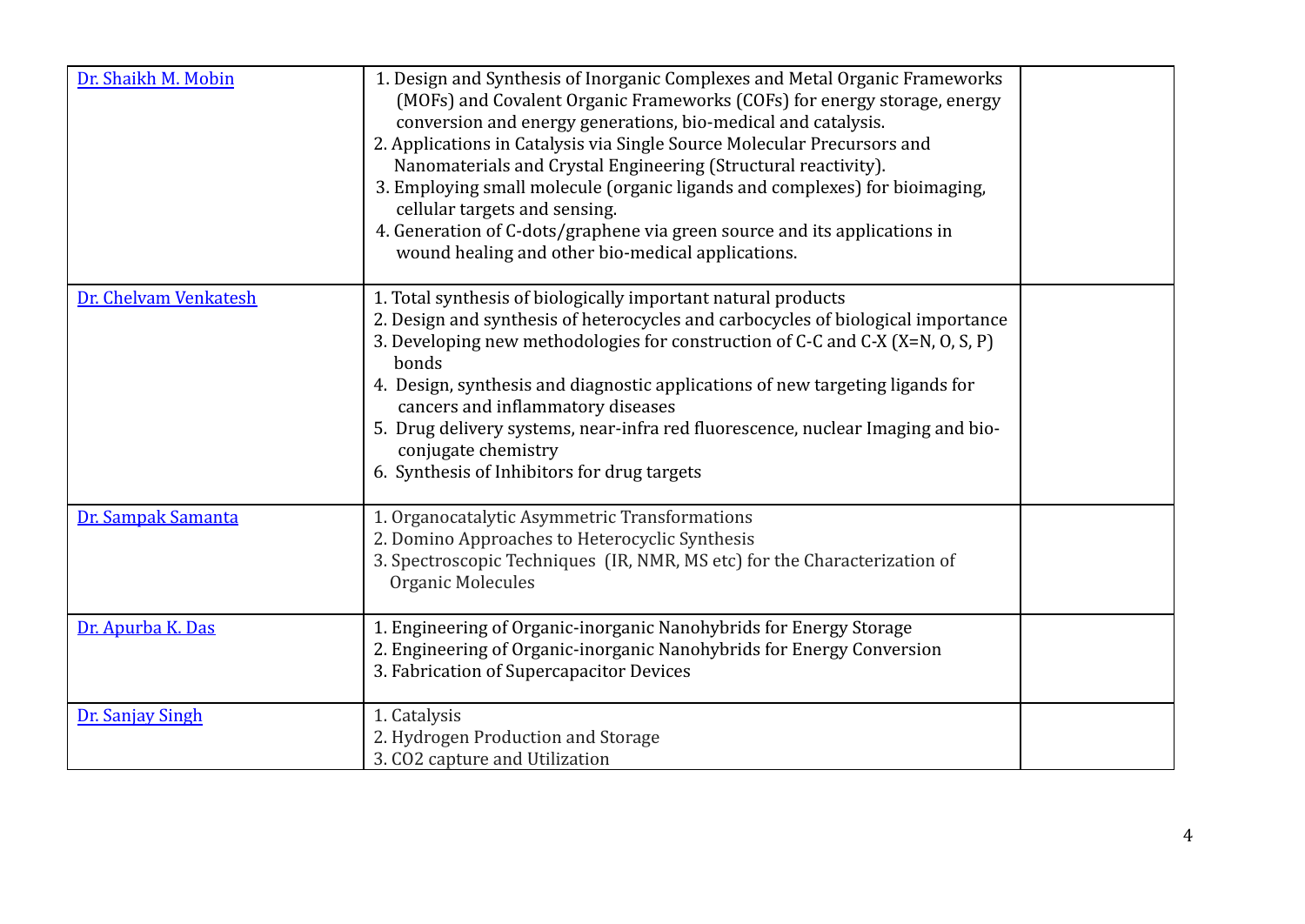| | | |
|---|---|---|
| Dr. Shaikh M. Mobin | 1. Design and Synthesis of Inorganic Complexes and Metal Organic Frameworks (MOFs) and Covalent Organic Frameworks (COFs) for energy storage, energy conversion and energy generations, bio-medical and catalysis.<br>2. Applications in Catalysis via Single Source Molecular Precursors and Nanomaterials and Crystal Engineering (Structural reactivity).<br>3. Employing small molecule (organic ligands and complexes) for bioimaging, cellular targets and sensing.<br>4. Generation of C-dots/graphene via green source and its applications in wound healing and other bio-medical applications. | |
| Dr. Chelvam Venkatesh | 1. Total synthesis of biologically important natural products<br>2. Design and synthesis of heterocycles and carbocycles of biological importance<br>3. Developing new methodologies for construction of C-C and C-X (X=N, O, S, P) bonds<br>4. Design, synthesis and diagnostic applications of new targeting ligands for cancers and inflammatory diseases<br>5. Drug delivery systems, near-infra red fluorescence, nuclear Imaging and bio-conjugate chemistry<br>6. Synthesis of Inhibitors for drug targets | |
| Dr. Sampak Samanta | 1. Organocatalytic Asymmetric Transformations<br>2. Domino Approaches to Heterocyclic Synthesis<br>3. Spectroscopic Techniques (IR, NMR, MS etc) for the Characterization of Organic Molecules | |
| Dr. Apurba K. Das | 1. Engineering of Organic-inorganic Nanohybrids for Energy Storage<br>2. Engineering of Organic-inorganic Nanohybrids for Energy Conversion<br>3. Fabrication of Supercapacitor Devices | |
| Dr. Sanjay Singh | 1. Catalysis<br>2. Hydrogen Production and Storage<br>3. $CO_2$ capture and Utilization | |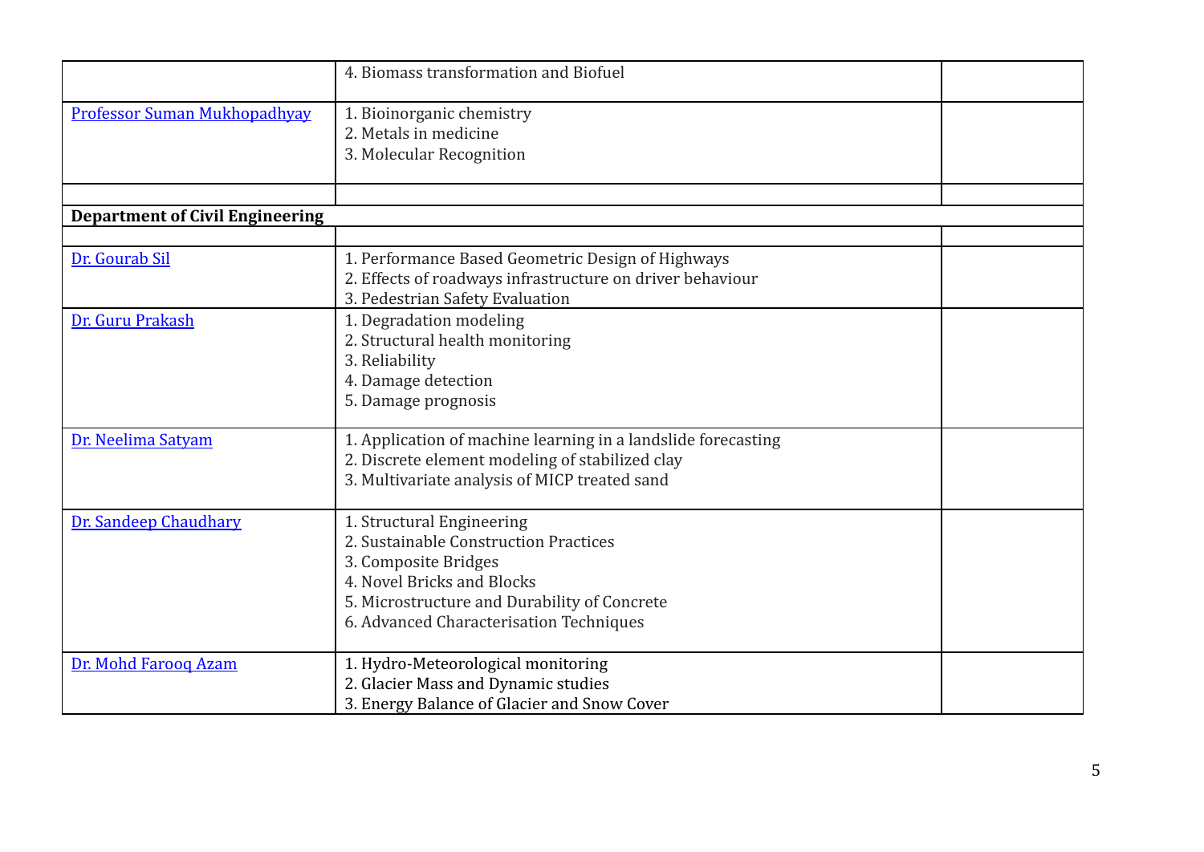| | | |
|---|---|---|
| | 4. Biomass transformation and Biofuel | |
| Professor Suman Mukhopadhyay | 1. Bioinorganic chemistry<br>2. Metals in medicine<br>3. Molecular Recognition | |
| | | |
| **Department of Civil Engineering** | | |
| | | |
| Dr. Gourab Sil | 1. Performance Based Geometric Design of Highways<br>2. Effects of roadways infrastructure on driver behaviour<br>3. Pedestrian Safety Evaluation | |
| Dr. Guru Prakash | 1. Degradation modeling<br>2. Structural health monitoring<br>3. Reliability<br>4. Damage detection<br>5. Damage prognosis | |
| Dr. Neelima Satyam | 1. Application of machine learning in a landslide forecasting<br>2. Discrete element modeling of stabilized clay<br>3. Multivariate analysis of MICP treated sand | |
| Dr. Sandeep Chaudhary | 1. Structural Engineering<br>2. Sustainable Construction Practices<br>3. Composite Bridges<br>4. Novel Bricks and Blocks<br>5. Microstructure and Durability of Concrete<br>6. Advanced Characterisation Techniques | |
| Dr. Mohd Farooq Azam | 1. Hydro-Meteorological monitoring<br>2. Glacier Mass and Dynamic studies<br>3. Energy Balance of Glacier and Snow Cover | |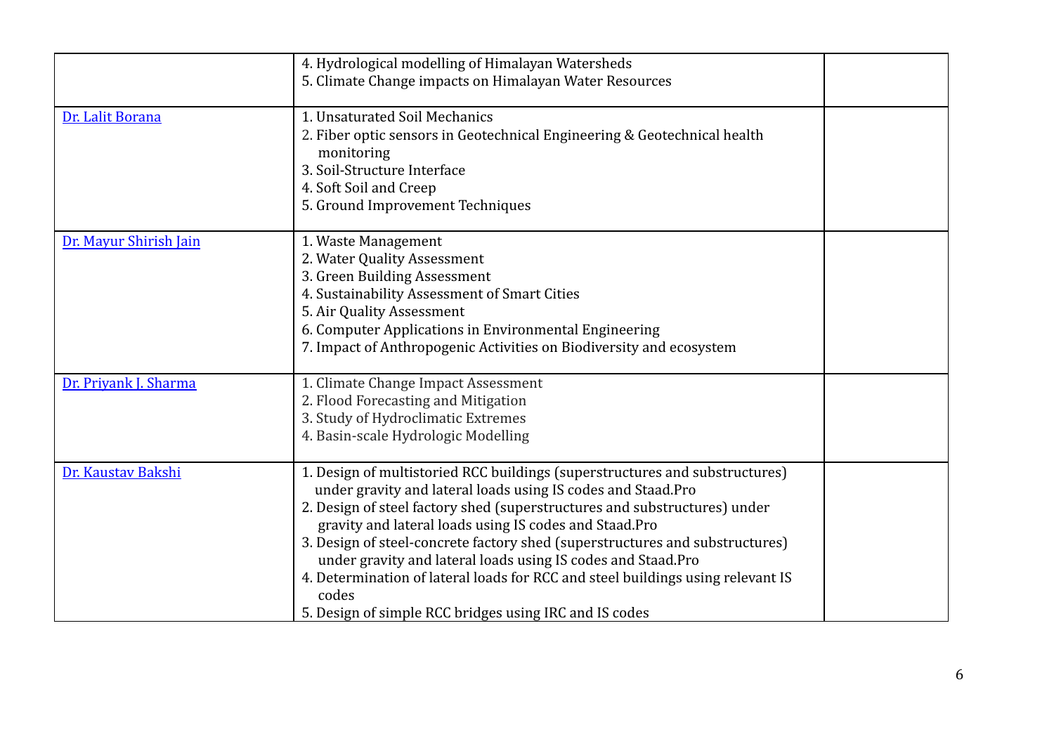| | | |
|---|---|---|
| | 4. Hydrological modelling of Himalayan Watersheds<br>5. Climate Change impacts on Himalayan Water Resources | |
| Dr. Lalit Borana | 1. Unsaturated Soil Mechanics<br>2. Fiber optic sensors in Geotechnical Engineering & Geotechnical health monitoring<br>3. Soil-Structure Interface<br>4. Soft Soil and Creep<br>5. Ground Improvement Techniques | |
| Dr. Mayur Shirish Jain | 1. Waste Management<br>2. Water Quality Assessment<br>3. Green Building Assessment<br>4. Sustainability Assessment of Smart Cities<br>5. Air Quality Assessment<br>6. Computer Applications in Environmental Engineering<br>7. Impact of Anthropogenic Activities on Biodiversity and ecosystem | |
| Dr. Priyank J. Sharma | 1. Climate Change Impact Assessment<br>2. Flood Forecasting and Mitigation<br>3. Study of Hydroclimatic Extremes<br>4. Basin-scale Hydrologic Modelling | |
| Dr. Kaustav Bakshi | 1. Design of multistoried RCC buildings (superstructures and substructures) under gravity and lateral loads using IS codes and Staad.Pro<br>2. Design of steel factory shed (superstructures and substructures) under gravity and lateral loads using IS codes and Staad.Pro<br>3. Design of steel-concrete factory shed (superstructures and substructures) under gravity and lateral loads using IS codes and Staad.Pro<br>4. Determination of lateral loads for RCC and steel buildings using relevant IS codes<br>5. Design of simple RCC bridges using IRC and IS codes | |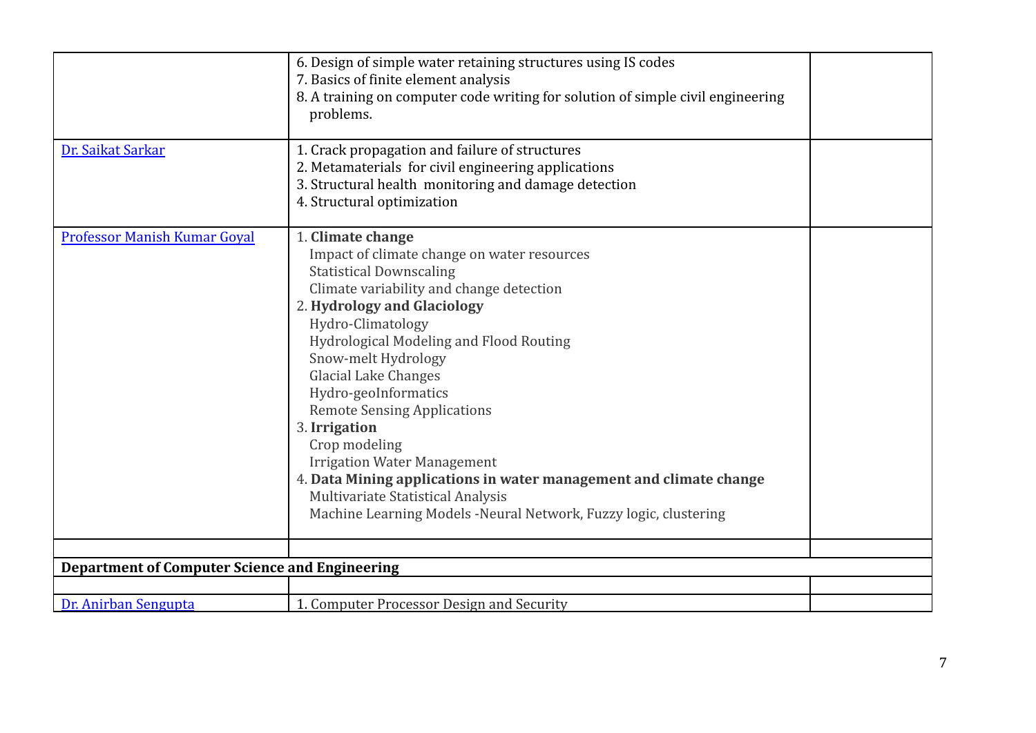| | | |
|---|---|---|
| | 6. Design of simple water retaining structures using IS codes<br>7. Basics of finite element analysis<br>8. A training on computer code writing for solution of simple civil engineering problems. | |
| Dr. Saikat Sarkar | 1. Crack propagation and failure of structures<br>2. Metamaterials for civil engineering applications<br>3. Structural health monitoring and damage detection<br>4. Structural optimization | |
| Professor Manish Kumar Goyal | 1. **Climate change**<br>Impact of climate change on water resources<br>Statistical Downscaling<br>Climate variability and change detection<br>2. **Hydrology and Glaciology**<br>Hydro-Climatology<br>Hydrological Modeling and Flood Routing<br>Snow-melt Hydrology<br>Glacial Lake Changes<br>Hydro-geoInformatics<br>Remote Sensing Applications<br>3. **Irrigation**<br>Crop modeling<br>Irrigation Water Management<br>4. **Data Mining applications in water management and climate change**<br>Multivariate Statistical Analysis<br>Machine Learning Models -Neural Network, Fuzzy logic, clustering | |
| | | |
| **Department of Computer Science and Engineering** | | |
| | | |
| Dr. Anirban Sengupta | 1. Computer Processor Design and Security | |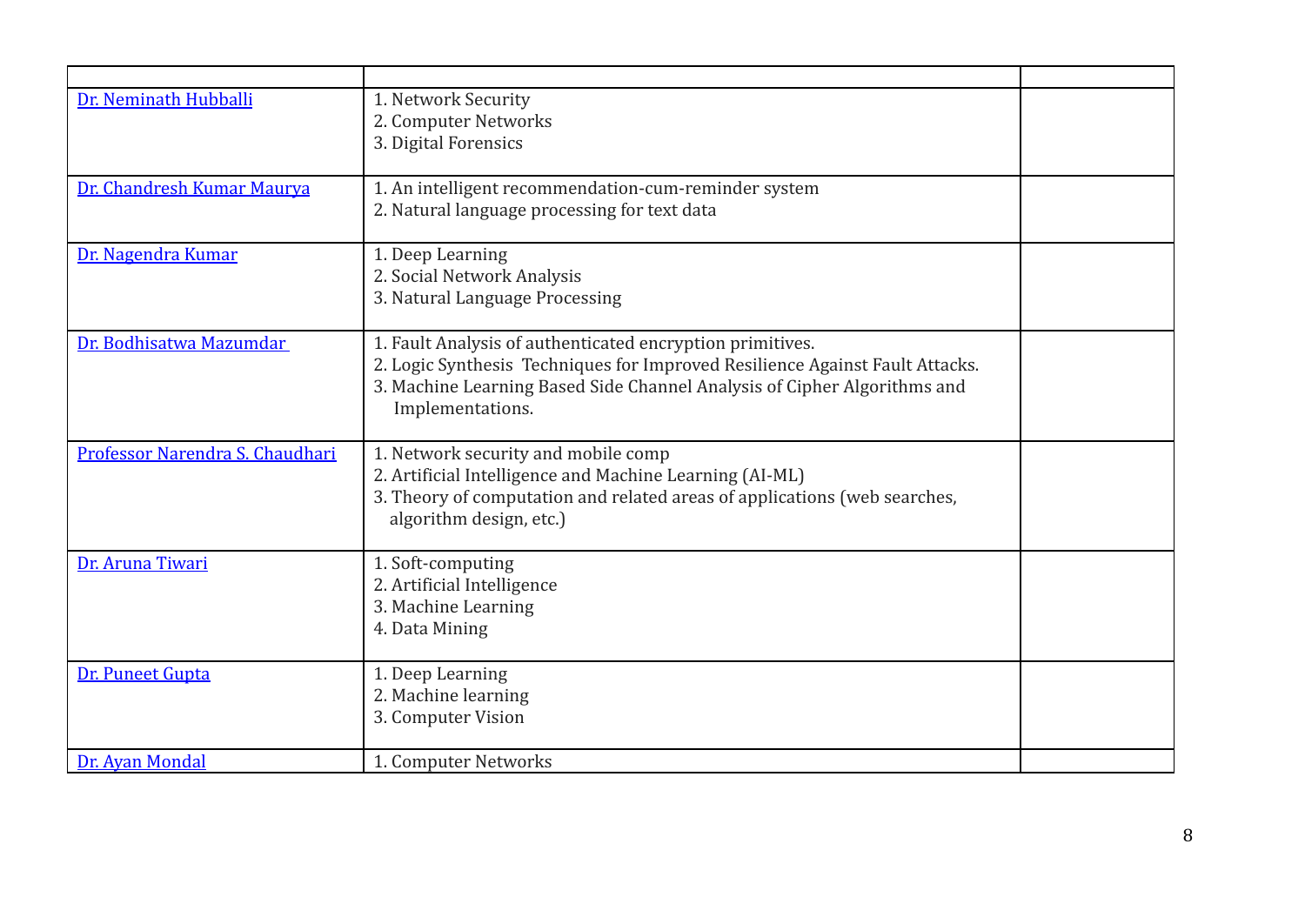| | | |
|---|---|---|
| Dr. Neminath Hubballi | 1. Network Security<br>2. Computer Networks<br>3. Digital Forensics | |
| Dr. Chandresh Kumar Maurya | 1. An intelligent recommendation-cum-reminder system<br>2. Natural language processing for text data | |
| Dr. Nagendra Kumar | 1. Deep Learning<br>2. Social Network Analysis<br>3. Natural Language Processing | |
| Dr. Bodhisatwa Mazumdar | 1. Fault Analysis of authenticated encryption primitives.<br>2. Logic Synthesis Techniques for Improved Resilience Against Fault Attacks.<br>3. Machine Learning Based Side Channel Analysis of Cipher Algorithms and Implementations. | |
| Professor Narendra S. Chaudhari | 1. Network security and mobile comp<br>2. Artificial Intelligence and Machine Learning (AI-ML)<br>3. Theory of computation and related areas of applications (web searches, algorithm design, etc.) | |
| Dr. Aruna Tiwari | 1. Soft-computing<br>2. Artificial Intelligence<br>3. Machine Learning<br>4. Data Mining | |
| Dr. Puneet Gupta | 1. Deep Learning<br>2. Machine learning<br>3. Computer Vision | |
| Dr. Ayan Mondal | 1. Computer Networks | |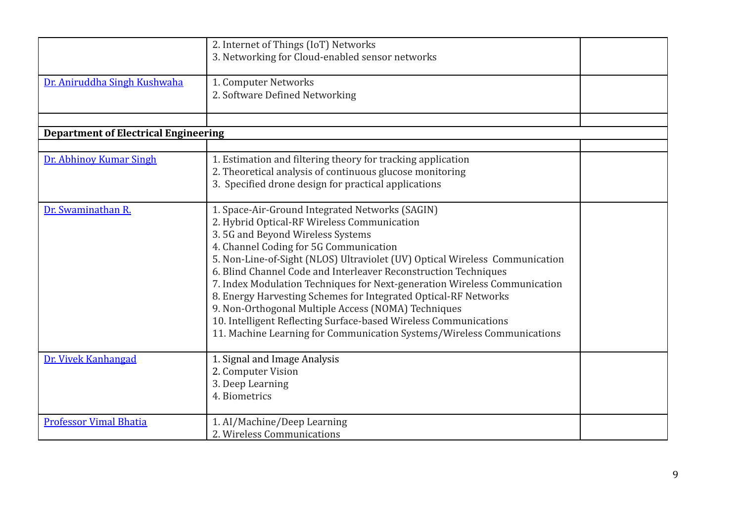| | | |
|---|---|---|
| | 2. Internet of Things (IoT) Networks<br>3. Networking for Cloud-enabled sensor networks | |
| Dr. Aniruddha Singh Kushwaha | 1. Computer Networks<br>2. Software Defined Networking | |
| | | |
| **Department of Electrical Engineering** | | |
| | | |
| Dr. Abhinoy Kumar Singh | 1. Estimation and filtering theory for tracking application<br>2. Theoretical analysis of continuous glucose monitoring<br>3. Specified drone design for practical applications | |
| Dr. Swaminathan R. | 1. Space-Air-Ground Integrated Networks (SAGIN)<br>2. Hybrid Optical-RF Wireless Communication<br>3. 5G and Beyond Wireless Systems<br>4. Channel Coding for 5G Communication<br>5. Non-Line-of-Sight (NLOS) Ultraviolet (UV) Optical Wireless Communication<br>6. Blind Channel Code and Interleaver Reconstruction Techniques<br>7. Index Modulation Techniques for Next-generation Wireless Communication<br>8. Energy Harvesting Schemes for Integrated Optical-RF Networks<br>9. Non-Orthogonal Multiple Access (NOMA) Techniques<br>10. Intelligent Reflecting Surface-based Wireless Communications<br>11. Machine Learning for Communication Systems/Wireless Communications | |
| Dr. Vivek Kanhangad | 1. Signal and Image Analysis<br>2. Computer Vision<br>3. Deep Learning<br>4. Biometrics | |
| Professor Vimal Bhatia | 1. AI/Machine/Deep Learning<br>2. Wireless Communications | |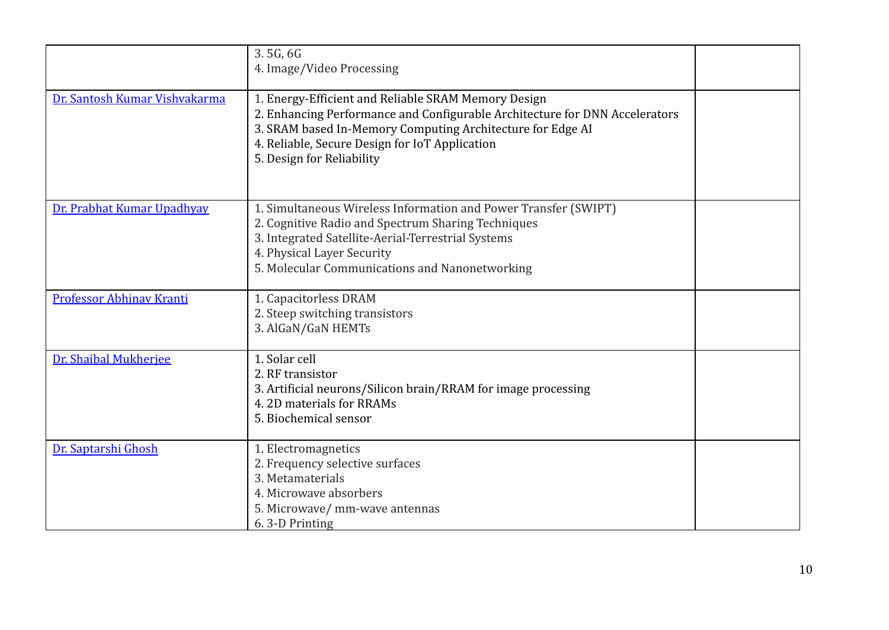| | | |
|---|---|---|
| | 3. 5G, 6G<br>4. Image/Video Processing | |
| Dr. Santosh Kumar Vishvakarma | 1. Energy-Efficient and Reliable SRAM Memory Design<br>2. Enhancing Performance and Configurable Architecture for DNN Accelerators<br>3. SRAM based In-Memory Computing Architecture for Edge AI<br>4. Reliable, Secure Design for IoT Application<br>5. Design for Reliability | |
| Dr. Prabhat Kumar Upadhyay | 1. Simultaneous Wireless Information and Power Transfer (SWIPT)<br>2. Cognitive Radio and Spectrum Sharing Techniques<br>3. Integrated Satellite-Aerial-Terrestrial Systems<br>4. Physical Layer Security<br>5. Molecular Communications and Nanonetworking | |
| Professor Abhinav Kranti | 1. Capacitorless DRAM<br>2. Steep switching transistors<br>3. AlGaN/GaN HEMTs | |
| Dr. Shaibal Mukherjee | 1. Solar cell<br>2. RF transistor<br>3. Artificial neurons/Silicon brain/RRAM for image processing<br>4. 2D materials for RRAMs<br>5. Biochemical sensor | |
| Dr. Saptarshi Ghosh | 1. Electromagnetics<br>2. Frequency selective surfaces<br>3. Metamaterials<br>4. Microwave absorbers<br>5. Microwave/ mm-wave antennas<br>6. 3-D Printing | |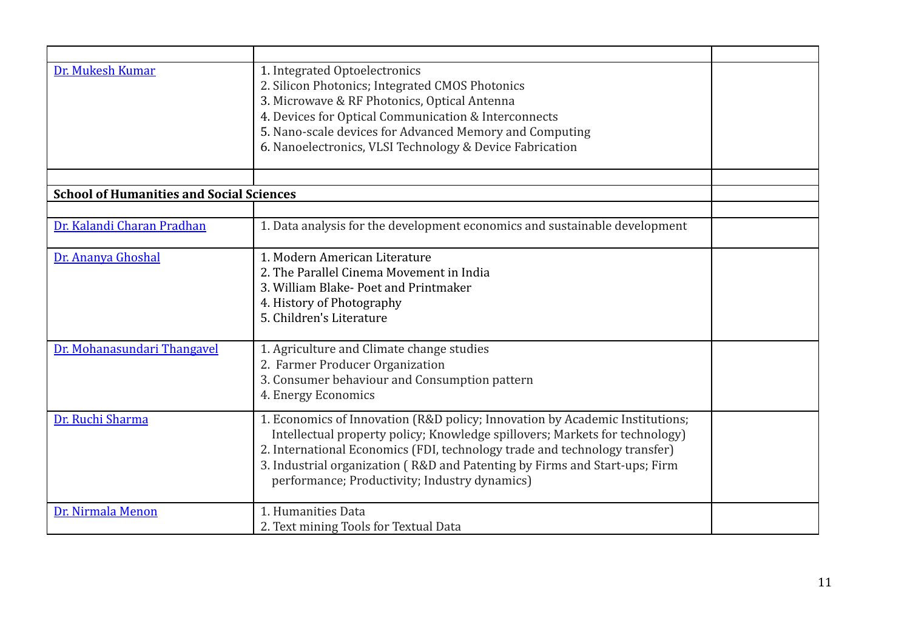| | | |
|---|---|---|
| Dr. Mukesh Kumar | 1. Integrated Optoelectronics<br>2. Silicon Photonics; Integrated CMOS Photonics<br>3. Microwave & RF Photonics, Optical Antenna<br>4. Devices for Optical Communication & Interconnects<br>5. Nano-scale devices for Advanced Memory and Computing<br>6. Nanoelectronics, VLSI Technology & Device Fabrication | |
| | | |
| **School of Humanities and Social Sciences** | | |
| | | |
| Dr. Kalandi Charan Pradhan | 1. Data analysis for the development economics and sustainable development | |
| Dr. Ananya Ghoshal | 1. Modern American Literature<br>2. The Parallel Cinema Movement in India<br>3. William Blake- Poet and Printmaker<br>4. History of Photography<br>5. Children's Literature | |
| Dr. Mohanasundari Thangavel | 1. Agriculture and Climate change studies<br>2. Farmer Producer Organization<br>3. Consumer behaviour and Consumption pattern<br>4. Energy Economics | |
| Dr. Ruchi Sharma | 1. Economics of Innovation (R&D policy; Innovation by Academic Institutions; Intellectual property policy; Knowledge spillovers; Markets for technology)<br>2. International Economics (FDI, technology trade and technology transfer)<br>3. Industrial organization ( R&D and Patenting by Firms and Start-ups; Firm performance; Productivity; Industry dynamics) | |
| Dr. Nirmala Menon | 1. Humanities Data<br>2. Text mining Tools for Textual Data | |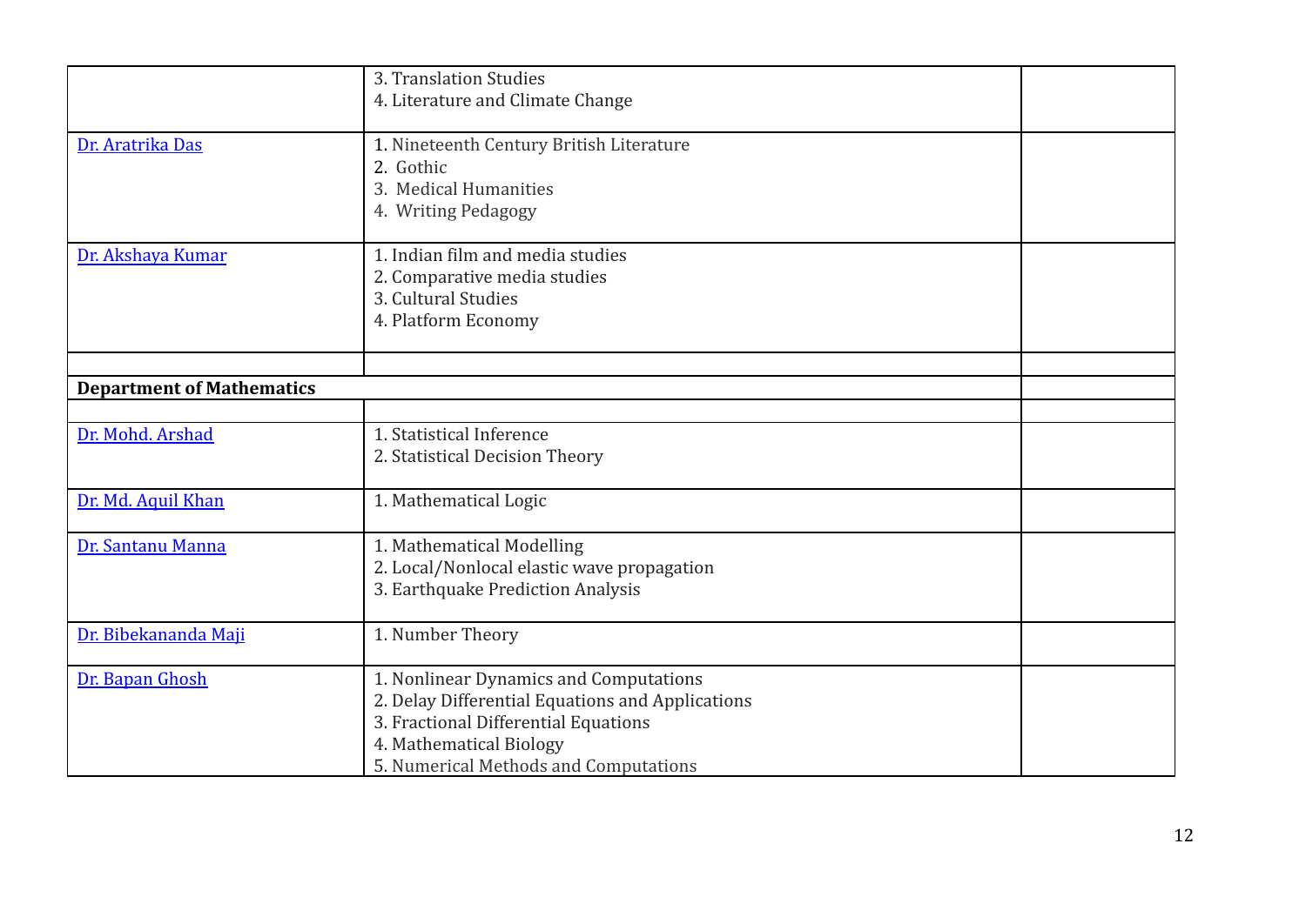| | | |
|---|---|---|
| | 3. Translation Studies<br>4. Literature and Climate Change | |
| Dr. Aratrika Das | 1. Nineteenth Century British Literature<br>2. Gothic<br>3. Medical Humanities<br>4. Writing Pedagogy | |
| Dr. Akshaya Kumar | 1. Indian film and media studies<br>2. Comparative media studies<br>3. Cultural Studies<br>4. Platform Economy | |
| | | |
| **Department of Mathematics** | | |
| | | |
| Dr. Mohd. Arshad | 1. Statistical Inference<br>2. Statistical Decision Theory | |
| Dr. Md. Aquil Khan | 1. Mathematical Logic | |
| Dr. Santanu Manna | 1. Mathematical Modelling<br>2. Local/Nonlocal elastic wave propagation<br>3. Earthquake Prediction Analysis | |
| Dr. Bibekananda Maji | 1. Number Theory | |
| Dr. Bapan Ghosh | 1. Nonlinear Dynamics and Computations<br>2. Delay Differential Equations and Applications<br>3. Fractional Differential Equations<br>4. Mathematical Biology<br>5. Numerical Methods and Computations | |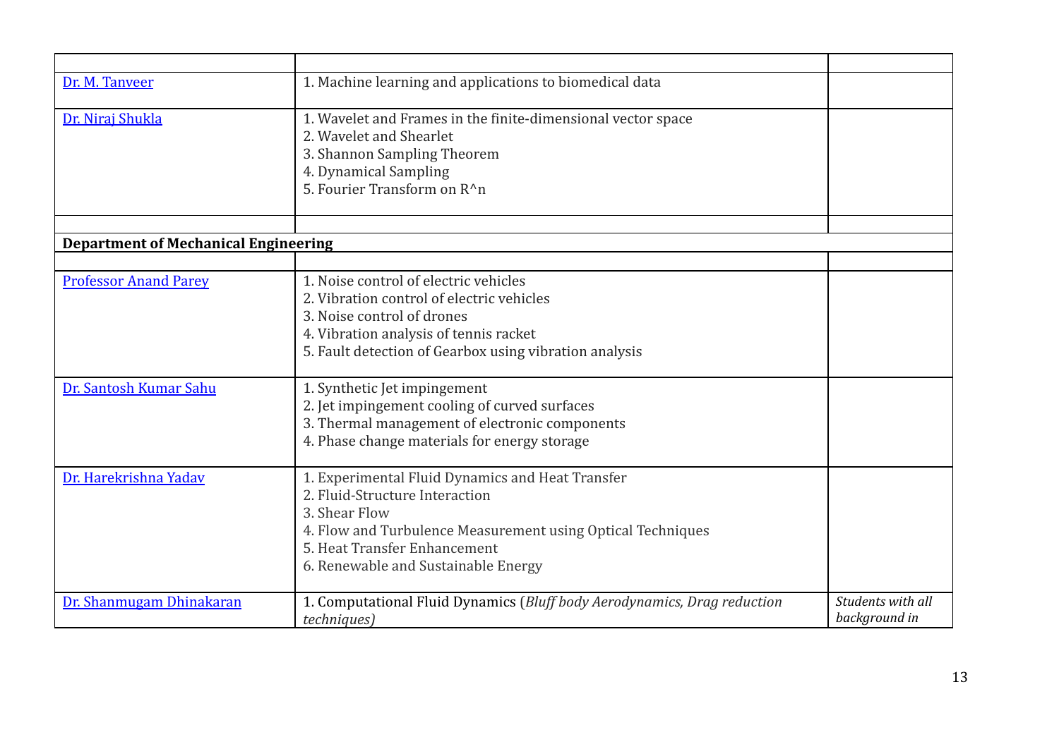| | | |
|---|---|---|
| Dr. M. Tanveer | 1. Machine learning and applications to biomedical data | |
| Dr. Niraj Shukla | 1. Wavelet and Frames in the finite-dimensional vector space<br>2. Wavelet and Shearlet<br>3. Shannon Sampling Theorem<br>4. Dynamical Sampling<br>5. Fourier Transform on R^n | |
| | | |
| **Department of Mechanical Engineering** | | |
| | | |
| Professor Anand Parey | 1. Noise control of electric vehicles<br>2. Vibration control of electric vehicles<br>3. Noise control of drones<br>4. Vibration analysis of tennis racket<br>5. Fault detection of Gearbox using vibration analysis | |
| Dr. Santosh Kumar Sahu | 1. Synthetic Jet impingement<br>2. Jet impingement cooling of curved surfaces<br>3. Thermal management of electronic components<br>4. Phase change materials for energy storage | |
| Dr. Harekrishna Yadav | 1. Experimental Fluid Dynamics and Heat Transfer<br>2. Fluid-Structure Interaction<br>3. Shear Flow<br>4. Flow and Turbulence Measurement using Optical Techniques<br>5. Heat Transfer Enhancement<br>6. Renewable and Sustainable Energy | |
| Dr. Shanmugam Dhinakaran | 1. Computational Fluid Dynamics (*Bluff body Aerodynamics, Drag reduction techniques)* | *Students with all background in* |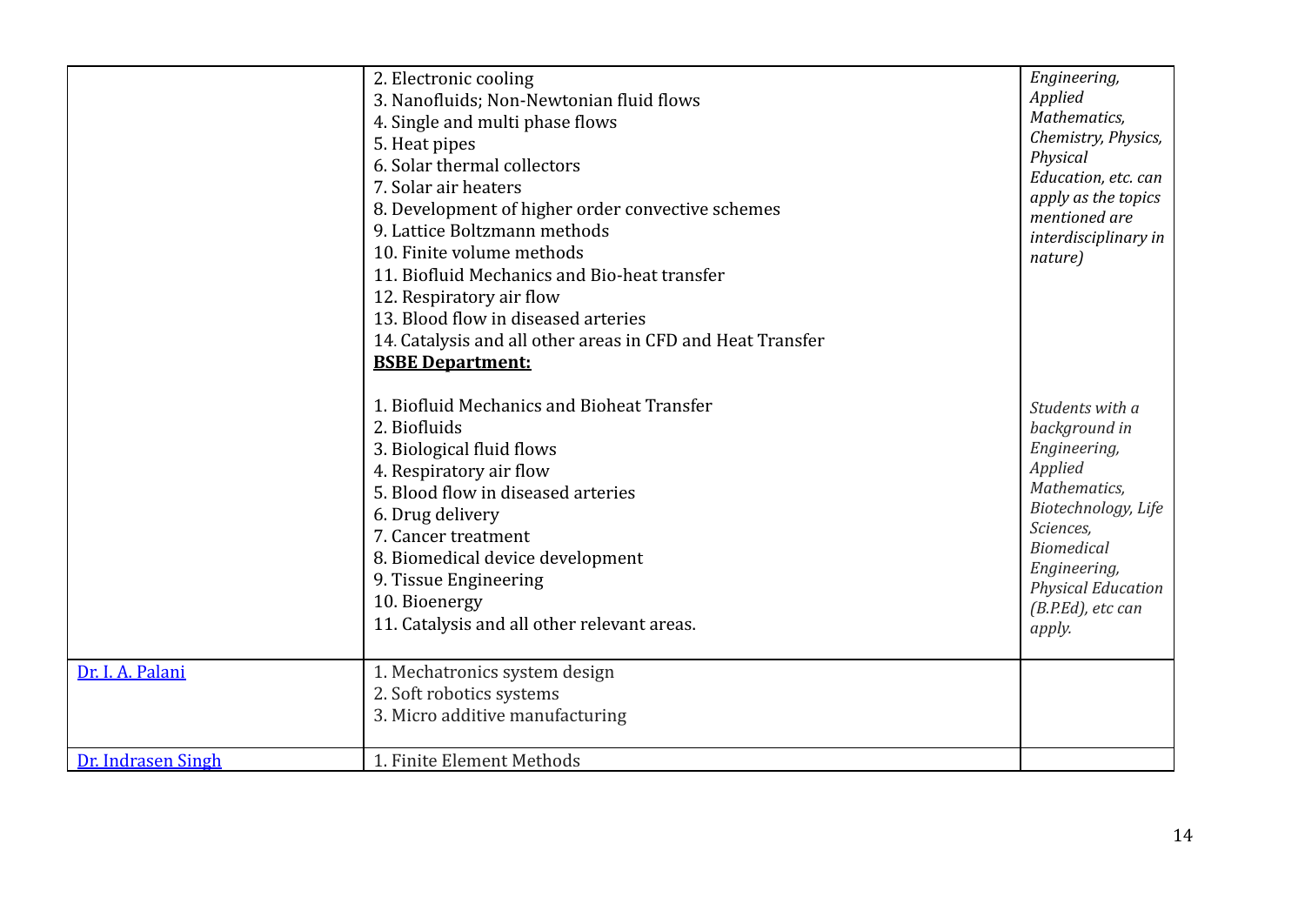| | | |
|---|---|---|
| | 2. Electronic cooling<br>3. Nanofluids; Non-Newtonian fluid flows<br>4. Single and multi phase flows<br>5. Heat pipes<br>6. Solar thermal collectors<br>7. Solar air heaters<br>8. Development of higher order convective schemes<br>9. Lattice Boltzmann methods<br>10. Finite volume methods<br>11. Biofluid Mechanics and Bio-heat transfer<br>12. Respiratory air flow<br>13. Blood flow in diseased arteries<br>14. Catalysis and all other areas in CFD and Heat Transfer<br>**BSBE Department:**<br><br>1. Biofluid Mechanics and Bioheat Transfer<br>2. Biofluids<br>3. Biological fluid flows<br>4. Respiratory air flow<br>5. Blood flow in diseased arteries<br>6. Drug delivery<br>7. Cancer treatment<br>8. Biomedical device development<br>9. Tissue Engineering<br>10. Bioenergy<br>11. Catalysis and all other relevant areas. | *Engineering, Applied Mathematics, Chemistry, Physics, Physical Education, etc. can apply as the topics mentioned are interdisciplinary in nature)*<br><br>*Students with a background in Engineering, Applied Mathematics, Biotechnology, Life Sciences, Biomedical Engineering, Physical Education (B.P.Ed), etc can apply.* |
| Dr. I. A. Palani | 1. Mechatronics system design<br>2. Soft robotics systems<br>3. Micro additive manufacturing | |
| Dr. Indrasen Singh | 1. Finite Element Methods | |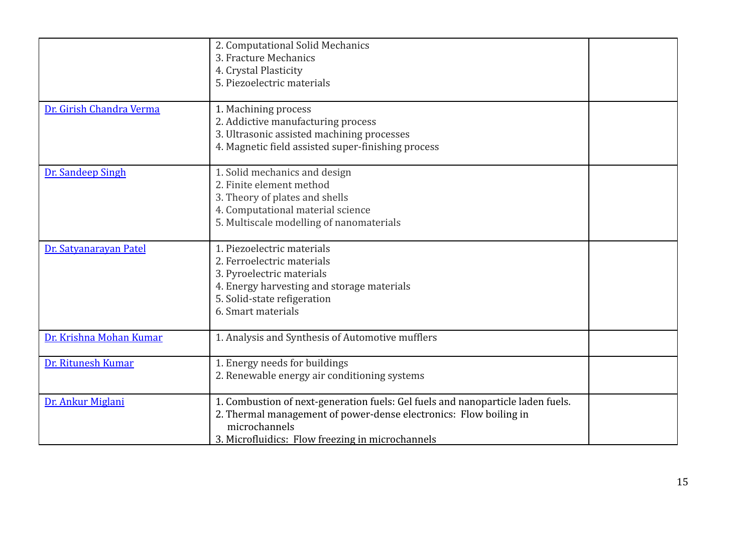| | | |
|---|---|---|
| | 2. Computational Solid Mechanics<br>3. Fracture Mechanics<br>4. Crystal Plasticity<br>5. Piezoelectric materials | |
| Dr. Girish Chandra Verma | 1. Machining process<br>2. Addictive manufacturing process<br>3. Ultrasonic assisted machining processes<br>4. Magnetic field assisted super-finishing process | |
| Dr. Sandeep Singh | 1. Solid mechanics and design<br>2. Finite element method<br>3. Theory of plates and shells<br>4. Computational material science<br>5. Multiscale modelling of nanomaterials | |
| Dr. Satyanarayan Patel | 1. Piezoelectric materials<br>2. Ferroelectric materials<br>3. Pyroelectric materials<br>4. Energy harvesting and storage materials<br>5. Solid-state refigeration<br>6. Smart materials | |
| Dr. Krishna Mohan Kumar | 1. Analysis and Synthesis of Automotive mufflers | |
| Dr. Ritunesh Kumar | 1. Energy needs for buildings<br>2. Renewable energy air conditioning systems | |
| Dr. Ankur Miglani | 1. Combustion of next-generation fuels: Gel fuels and nanoparticle laden fuels.<br>2. Thermal management of power-dense electronics: Flow boiling in microchannels<br>3. Microfluidics: Flow freezing in microchannels | |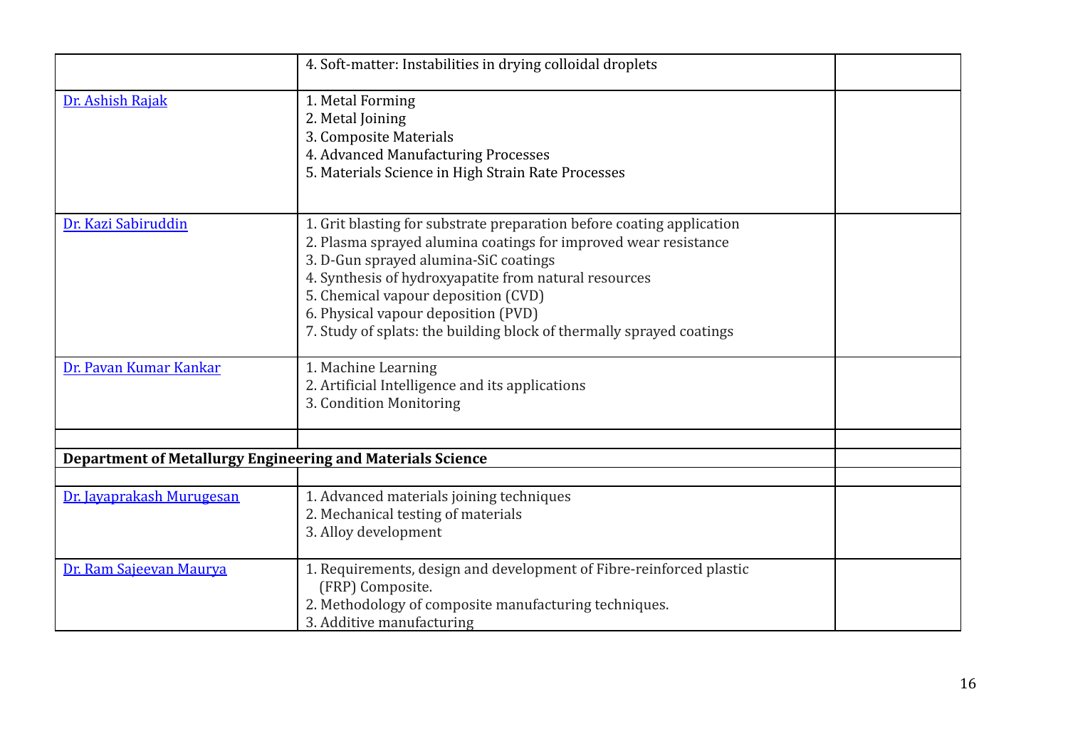| | | |
|---|---|---|
| | 4. Soft-matter: Instabilities in drying colloidal droplets | |
| Dr. Ashish Rajak | 1. Metal Forming<br>2. Metal Joining<br>3. Composite Materials<br>4. Advanced Manufacturing Processes<br>5. Materials Science in High Strain Rate Processes | |
| Dr. Kazi Sabiruddin | 1. Grit blasting for substrate preparation before coating application<br>2. Plasma sprayed alumina coatings for improved wear resistance<br>3. D-Gun sprayed alumina-SiC coatings<br>4. Synthesis of hydroxyapatite from natural resources<br>5. Chemical vapour deposition (CVD)<br>6. Physical vapour deposition (PVD)<br>7. Study of splats: the building block of thermally sprayed coatings | |
| Dr. Pavan Kumar Kankar | 1. Machine Learning<br>2. Artificial Intelligence and its applications<br>3. Condition Monitoring | |
| | | |
| **Department of Metallurgy Engineering and Materials Science** | | |
| | | |
| Dr. Jayaprakash Murugesan | 1. Advanced materials joining techniques<br>2. Mechanical testing of materials<br>3. Alloy development | |
| Dr. Ram Sajeevan Maurya | 1. Requirements, design and development of Fibre-reinforced plastic (FRP) Composite.<br>2. Methodology of composite manufacturing techniques.<br>3. Additive manufacturing | |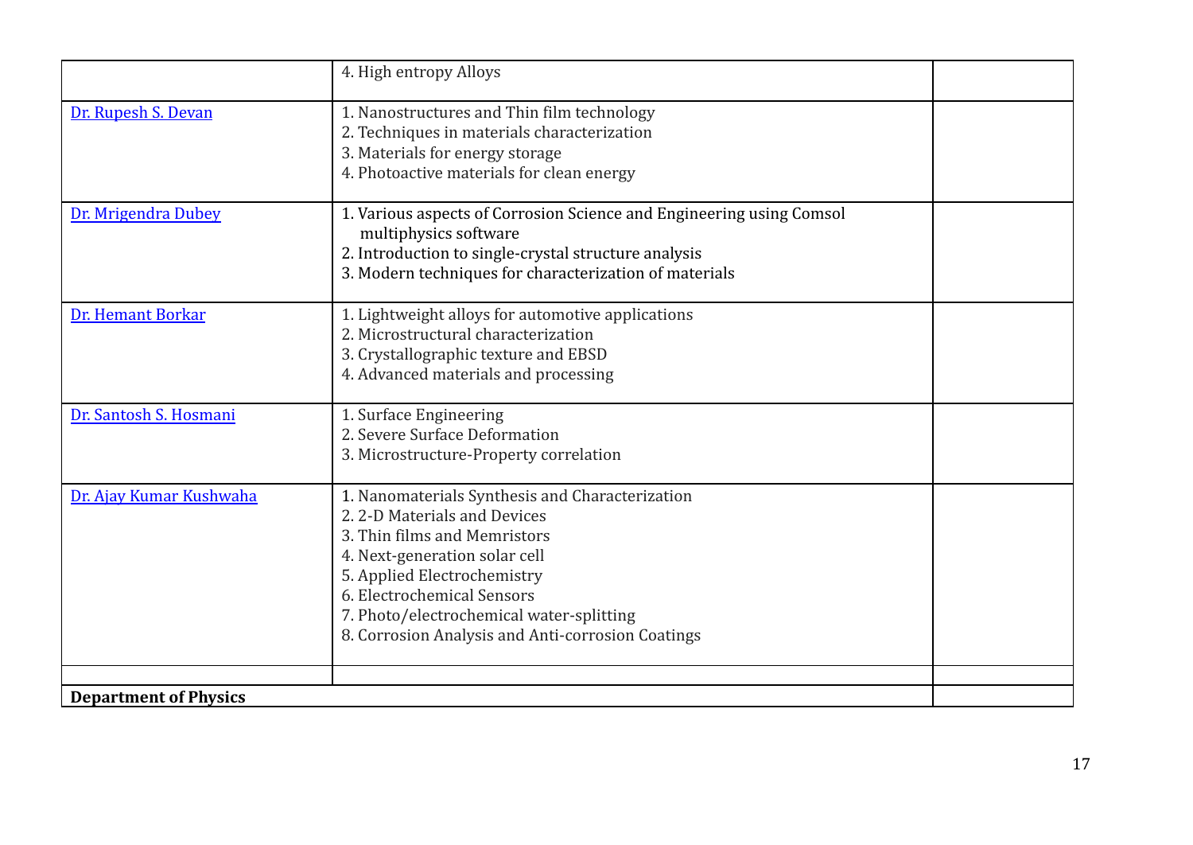| | | |
|---|---|---|
| | 4. High entropy Alloys | |
| Dr. Rupesh S. Devan | 1. Nanostructures and Thin film technology<br>2. Techniques in materials characterization<br>3. Materials for energy storage<br>4. Photoactive materials for clean energy | |
| Dr. Mrigendra Dubey | 1. Various aspects of Corrosion Science and Engineering using Comsol multiphysics software<br>2. Introduction to single-crystal structure analysis<br>3. Modern techniques for characterization of materials | |
| Dr. Hemant Borkar | 1. Lightweight alloys for automotive applications<br>2. Microstructural characterization<br>3. Crystallographic texture and EBSD<br>4. Advanced materials and processing | |
| Dr. Santosh S. Hosmani | 1. Surface Engineering<br>2. Severe Surface Deformation<br>3. Microstructure-Property correlation | |
| Dr. Ajay Kumar Kushwaha | 1. Nanomaterials Synthesis and Characterization<br>2. 2-D Materials and Devices<br>3. Thin films and Memristors<br>4. Next-generation solar cell<br>5. Applied Electrochemistry<br>6. Electrochemical Sensors<br>7. Photo/electrochemical water-splitting<br>8. Corrosion Analysis and Anti-corrosion Coatings | |
| | | |
| **Department of Physics** | | |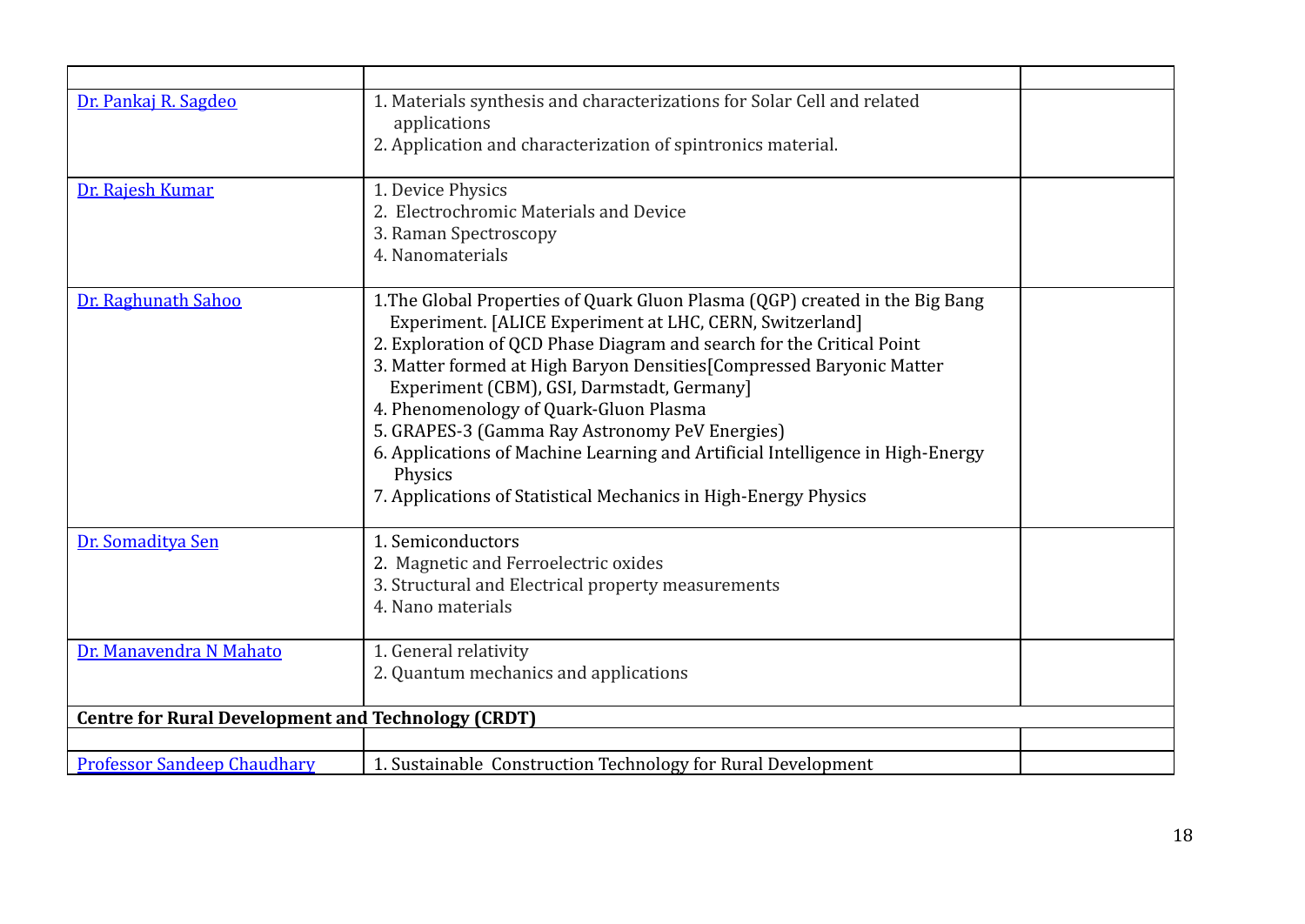| | | |
|---|---|---|
| Dr. Pankaj R. Sagdeo | 1. Materials synthesis and characterizations for Solar Cell and related applications<br>2. Application and characterization of spintronics material. | |
| Dr. Rajesh Kumar | 1. Device Physics<br>2. Electrochromic Materials and Device<br>3. Raman Spectroscopy<br>4. Nanomaterials | |
| Dr. Raghunath Sahoo | 1.The Global Properties of Quark Gluon Plasma (QGP) created in the Big Bang Experiment. [ALICE Experiment at LHC, CERN, Switzerland]<br>2. Exploration of QCD Phase Diagram and search for the Critical Point<br>3. Matter formed at High Baryon Densities[Compressed Baryonic Matter Experiment (CBM), GSI, Darmstadt, Germany]<br>4. Phenomenology of Quark-Gluon Plasma<br>5. GRAPES-3 (Gamma Ray Astronomy PeV Energies)<br>6. Applications of Machine Learning and Artificial Intelligence in High-Energy Physics<br>7. Applications of Statistical Mechanics in High-Energy Physics | |
| Dr. Somaditya Sen | 1. Semiconductors<br>2. Magnetic and Ferroelectric oxides<br>3. Structural and Electrical property measurements<br>4. Nano materials | |
| Dr. Manavendra N Mahato | 1. General relativity<br>2. Quantum mechanics and applications | |
| **Centre for Rural Development and Technology (CRDT)** | | |
| | | |
| Professor Sandeep Chaudhary | 1. Sustainable Construction Technology for Rural Development | |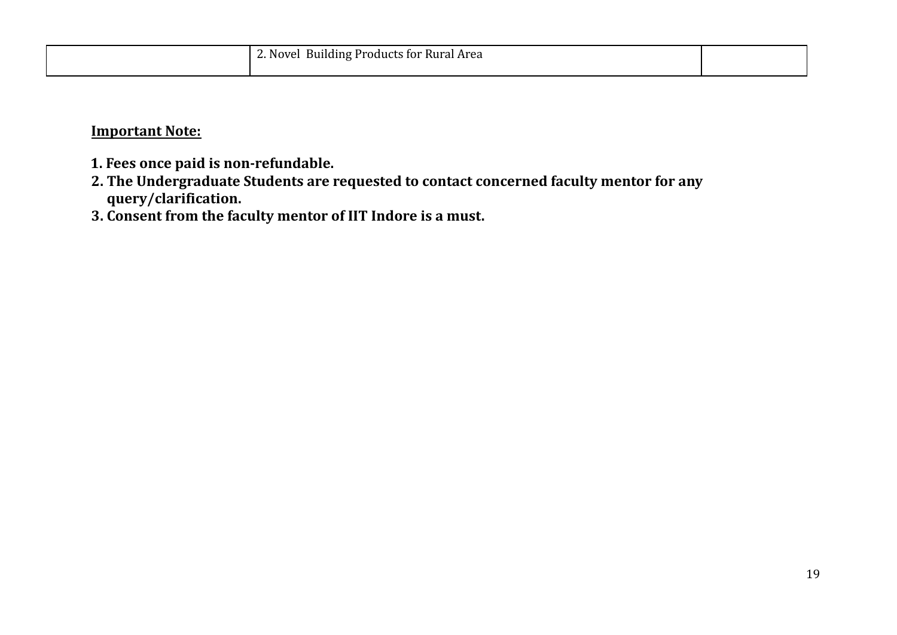| | | |
|---|---|---|
| | 2. Novel Building Products for Rural Area | |

**Important Note:**

1. **Fees once paid is non-refundable.**
2. **The Undergraduate Students are requested to contact concerned faculty mentor for any query/clarification.**
3. **Consent from the faculty mentor of IIT Indore is a must.**